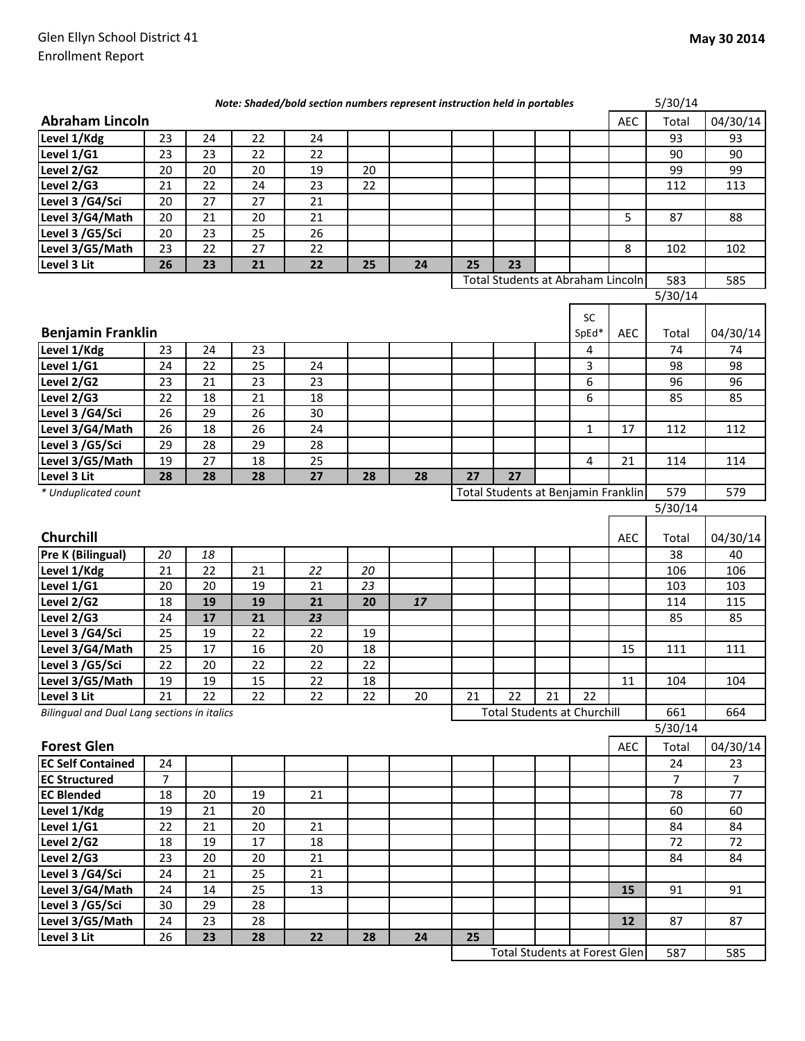Glen Ellyn School District 41
Enrollment Report

**May 30 2014**

***Note: Shaded/bold section numbers represent instruction held in portables***

| **Abraham Lincoln** | | | | | | | | | | | AEC | Total (5/30/14) | 04/30/14 |
|---|---|---|---|---|---|---|---|---|---|---|---|---|---|
| **Level 1/Kdg** | 23 | 24 | 22 | 24 | | | | | | | | 93 | 93 |
| **Level 1/G1** | 23 | 23 | 22 | 22 | | | | | | | | 90 | 90 |
| **Level 2/G2** | 20 | 20 | 20 | 19 | 20 | | | | | | | 99 | 99 |
| **Level 2/G3** | 21 | 22 | 24 | 23 | 22 | | | | | | | 112 | 113 |
| **Level 3 /G4/Sci** | 20 | 27 | 27 | 21 | | | | | | | | | |
| **Level 3/G4/Math** | 20 | 21 | 20 | 21 | | | | | | | 5 | 87 | 88 |
| **Level 3 /G5/Sci** | 20 | 23 | 25 | 26 | | | | | | | | | |
| **Level 3/G5/Math** | 23 | 22 | 27 | 22 | | | | | | | 8 | 102 | 102 |
| **Level 3 Lit** | **26** | **23** | **21** | **22** | **25** | **24** | **25** | **23** | | | | | |
| | | | | | | | Total Students at Abraham Lincoln | | | | | 583 | 585 |

| **Benjamin Franklin** | | | | | | | | | | SC SpEd* | AEC | Total (5/30/14) | 04/30/14 |
|---|---|---|---|---|---|---|---|---|---|---|---|---|---|
| **Level 1/Kdg** | 23 | 24 | 23 | | | | | | | 4 | | 74 | 74 |
| **Level 1/G1** | 24 | 22 | 25 | 24 | | | | | | 3 | | 98 | 98 |
| **Level 2/G2** | 23 | 21 | 23 | 23 | | | | | | 6 | | 96 | 96 |
| **Level 2/G3** | 22 | 18 | 21 | 18 | | | | | | 6 | | 85 | 85 |
| **Level 3 /G4/Sci** | 26 | 29 | 26 | 30 | | | | | | | | | |
| **Level 3/G4/Math** | 26 | 18 | 26 | 24 | | | | | | 1 | 17 | 112 | 112 |
| **Level 3 /G5/Sci** | 29 | 28 | 29 | 28 | | | | | | | | | |
| **Level 3/G5/Math** | 19 | 27 | 18 | 25 | | | | | | 4 | 21 | 114 | 114 |
| **Level 3 Lit** | **28** | **28** | **28** | **27** | **28** | **28** | **27** | **27** | | | | | |
| *\* Unduplicated count* | | | | | | | Total Students at Benjamin Franklin | | | | | 579 | 579 |

| **Churchill** | | | | | | | | | | | AEC | Total (5/30/14) | 04/30/14 |
|---|---|---|---|---|---|---|---|---|---|---|---|---|---|
| **Pre K (Bilingual)** | *20* | *18* | | | | | | | | | | 38 | 40 |
| **Level 1/Kdg** | 21 | 22 | 21 | *22* | *20* | | | | | | | 106 | 106 |
| **Level 1/G1** | 20 | 20 | 19 | 21 | *23* | | | | | | | 103 | 103 |
| **Level 2/G2** | 18 | **19** | **19** | **21** | **20** | ***17*** | | | | | | 114 | 115 |
| **Level 2/G3** | 24 | **17** | **21** | ***23*** | | | | | | | | 85 | 85 |
| **Level 3 /G4/Sci** | 25 | 19 | 22 | 22 | 19 | | | | | | | | |
| **Level 3/G4/Math** | 25 | 17 | 16 | 20 | 18 | | | | | | 15 | 111 | 111 |
| **Level 3 /G5/Sci** | 22 | 20 | 22 | 22 | 22 | | | | | | | | |
| **Level 3/G5/Math** | 19 | 19 | 15 | 22 | 18 | | | | | | 11 | 104 | 104 |
| **Level 3 Lit** | 21 | 22 | 22 | 22 | 22 | 20 | 21 | 22 | 21 | 22 | | | |
| *Bilingual and Dual Lang sections in italics* | | | | | | | Total Students at Churchill | | | | | 661 | 664 |

| **Forest Glen** | | | | | | | | | | | AEC | Total (5/30/14) | 04/30/14 |
|---|---|---|---|---|---|---|---|---|---|---|---|---|---|
| **EC Self Contained** | 24 | | | | | | | | | | | 24 | 23 |
| **EC Structured** | 7 | | | | | | | | | | | 7 | 7 |
| **EC Blended** | 18 | 20 | 19 | 21 | | | | | | | | 78 | 77 |
| **Level 1/Kdg** | 19 | 21 | 20 | | | | | | | | | 60 | 60 |
| **Level 1/G1** | 22 | 21 | 20 | 21 | | | | | | | | 84 | 84 |
| **Level 2/G2** | 18 | 19 | 17 | 18 | | | | | | | | 72 | 72 |
| **Level 2/G3** | 23 | 20 | 20 | 21 | | | | | | | | 84 | 84 |
| **Level 3 /G4/Sci** | 24 | 21 | 25 | 21 | | | | | | | | | |
| **Level 3/G4/Math** | 24 | 14 | 25 | 13 | | | | | | | **15** | 91 | 91 |
| **Level 3 /G5/Sci** | 30 | 29 | 28 | | | | | | | | | | |
| **Level 3/G5/Math** | 24 | 23 | 28 | | | | | | | | **12** | 87 | 87 |
| **Level 3 Lit** | 26 | **23** | **28** | **22** | **28** | **24** | **25** | | | | | | |
| | | | | | | | Total Students at Forest Glen | | | | | 587 | 585 |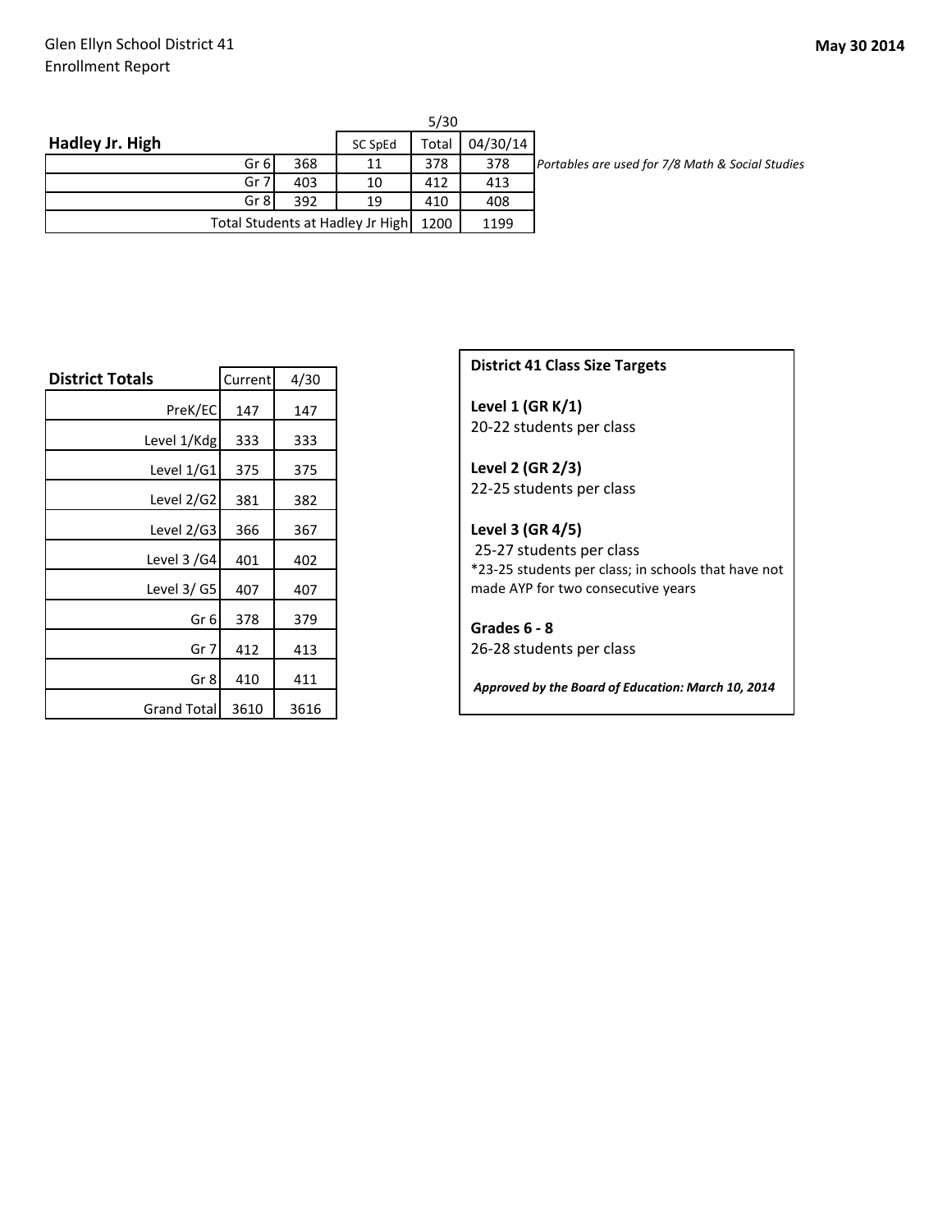Glen Ellyn School District 41
Enrollment Report

**May 30 2014**

| Hadley Jr. High | | SC SpEd | 5/30 Total | 04/30/14 |
|---|---|---|---|---|
| Gr 6 | 368 | 11 | 378 | 378 |
| Gr 7 | 403 | 10 | 412 | 413 |
| Gr 8 | 392 | 19 | 410 | 408 |
| Total Students at Hadley Jr High | | | 1200 | 1199 |

*Portables are used for 7/8 Math & Social Studies*

| District Totals | Current | 4/30 |
|---|---|---|
| PreK/EC | 147 | 147 |
| Level 1/Kdg | 333 | 333 |
| Level 1/G1 | 375 | 375 |
| Level 2/G2 | 381 | 382 |
| Level 2/G3 | 366 | 367 |
| Level 3 /G4 | 401 | 402 |
| Level 3/ G5 | 407 | 407 |
| Gr 6 | 378 | 379 |
| Gr 7 | 412 | 413 |
| Gr 8 | 410 | 411 |
| Grand Total | 3610 | 3616 |

**District 41 Class Size Targets**

**Level 1 (GR K/1)**
20-22 students per class

**Level 2 (GR 2/3)**
22-25 students per class

**Level 3 (GR 4/5)**
25-27 students per class
*23-25 students per class; in schools that have not made AYP for two consecutive years

**Grades 6 - 8**
26-28 students per class

***Approved by the Board of Education: March 10, 2014***